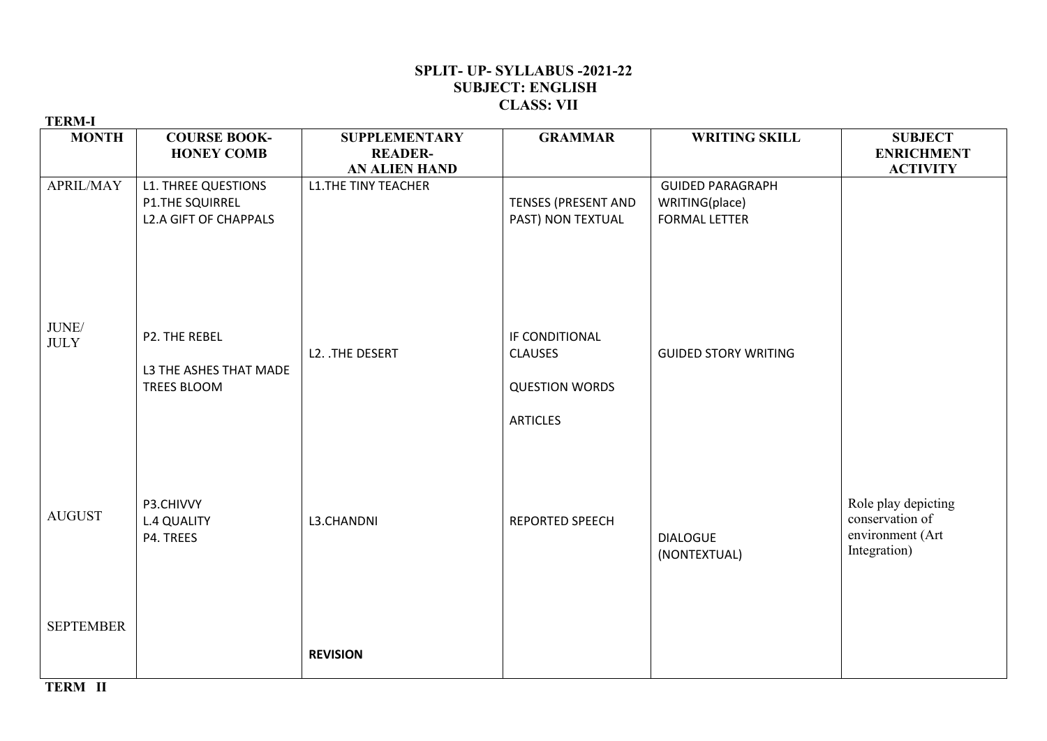# SPLIT- UP- SYLLABUS -2021-22
## SUBJECT: ENGLISH
## CLASS: VII

**TERM-I**

| MONTH | COURSE BOOK- HONEY COMB | SUPPLEMENTARY READER- AN ALIEN HAND | GRAMMAR | WRITING SKILL | SUBJECT ENRICHMENT ACTIVITY |
|---|---|---|---|---|---|
| APRIL/MAY | L1. THREE QUESTIONS<br>P1.THE SQUIRREL<br>L2.A GIFT OF CHAPPALS | L1.THE TINY TEACHER | TENSES (PRESENT AND PAST) NON TEXTUAL | GUIDED PARAGRAPH WRITING(place)<br>FORMAL LETTER | |
| JUNE/ JULY | P2. THE REBEL<br>L3 THE ASHES THAT MADE TREES BLOOM | L2. .THE DESERT | IF CONDITIONAL CLAUSES<br>QUESTION WORDS<br>ARTICLES | GUIDED STORY WRITING | |
| AUGUST | P3.CHIVVY<br>L.4 QUALITY<br>P4. TREES | L3.CHANDNI | REPORTED SPEECH | DIALOGUE (NONTEXTUAL) | Role play depicting conservation of environment (Art Integration) |
| SEPTEMBER | | **REVISION** | | | |

**TERM II**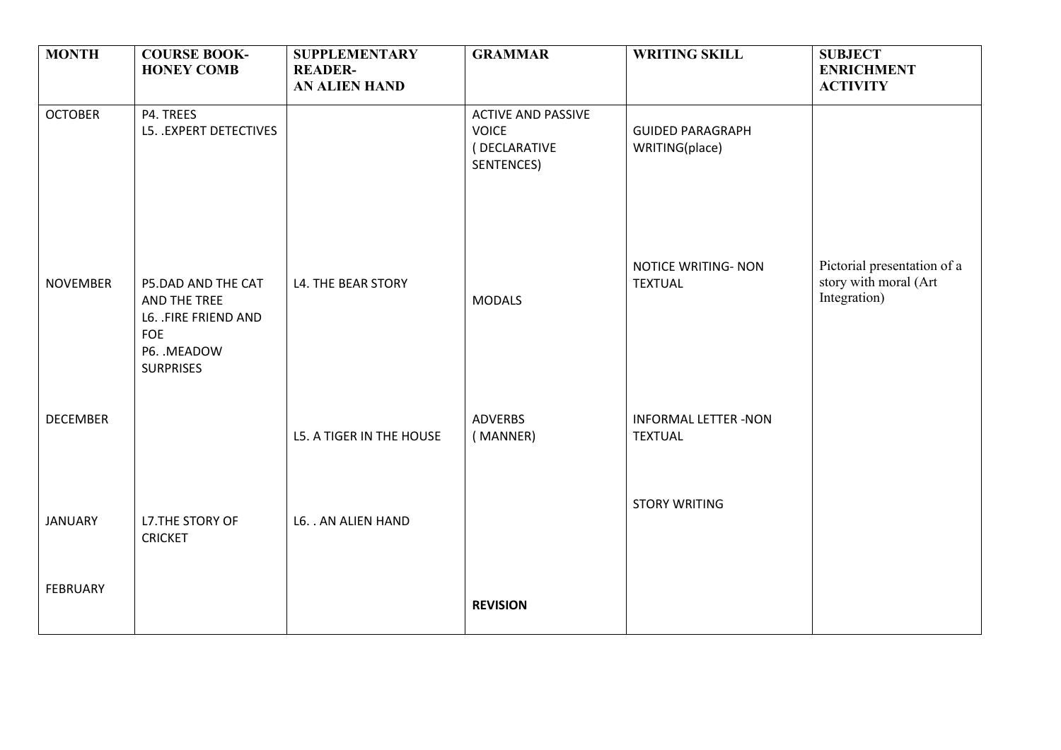| MONTH | COURSE BOOK- HONEY COMB | SUPPLEMENTARY READER- AN ALIEN HAND | GRAMMAR | WRITING SKILL | SUBJECT ENRICHMENT ACTIVITY |
|---|---|---|---|---|---|
| OCTOBER | P4. TREES<br>L5. .EXPERT DETECTIVES | | ACTIVE AND PASSIVE VOICE ( DECLARATIVE SENTENCES) | GUIDED PARAGRAPH WRITING(place) | |
| NOVEMBER | P5.DAD AND THE CAT AND THE TREE<br>L6. .FIRE FRIEND AND FOE<br>P6. .MEADOW SURPRISES | L4. THE BEAR STORY | MODALS | NOTICE WRITING- NON TEXTUAL | Pictorial presentation of a story with moral (Art Integration) |
| DECEMBER | | L5. A TIGER IN THE HOUSE | ADVERBS ( MANNER) | INFORMAL LETTER -NON TEXTUAL | |
| JANUARY | L7.THE STORY OF CRICKET | L6. . AN ALIEN HAND | | STORY WRITING | |
| FEBRUARY | | | **REVISION** | | |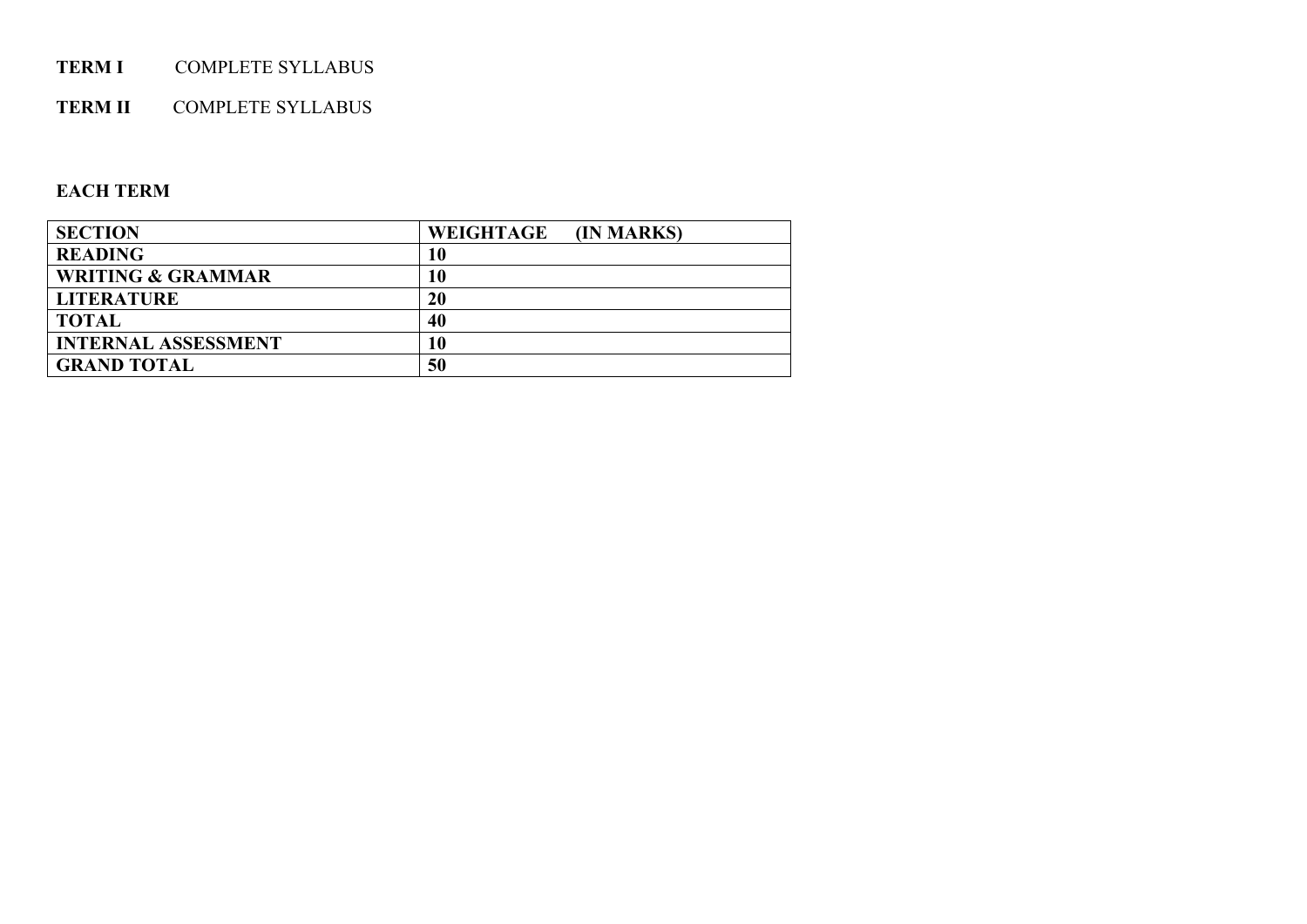**TERM I** COMPLETE SYLLABUS

**TERM II** COMPLETE SYLLABUS

**EACH TERM**

| SECTION | WEIGHTAGE (IN MARKS) |
| --- | --- |
| **READING** | **10** |
| **WRITING & GRAMMAR** | **10** |
| **LITERATURE** | **20** |
| **TOTAL** | **40** |
| **INTERNAL ASSESSMENT** | **10** |
| **GRAND TOTAL** | **50** |